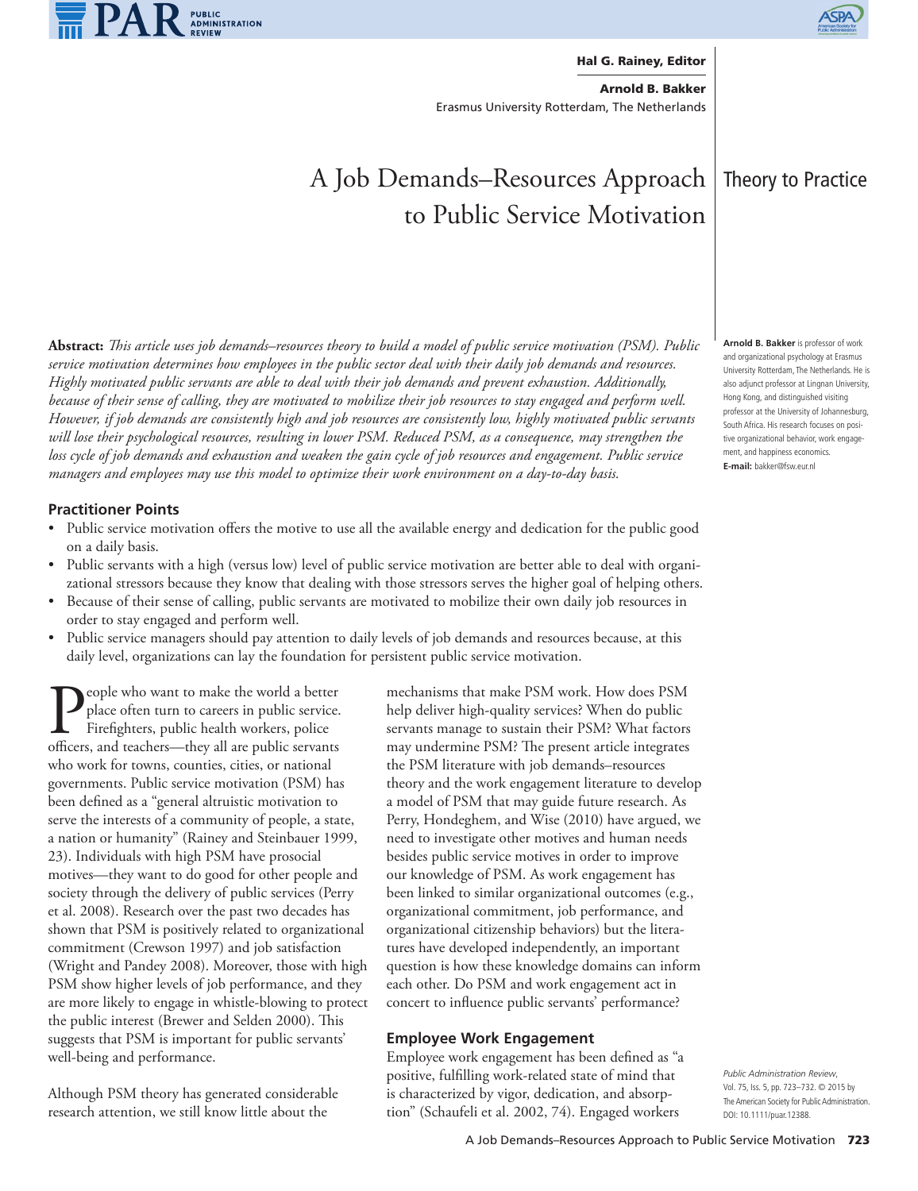Hal G. Rainey, Editor

**Arnold B. Bakker**
Erasmus University Rotterdam, The Netherlands

Theory to Practice

# A Job Demands–Resources Approach to Public Service Motivation

**Arnold B. Bakker** is professor of work and organizational psychology at Erasmus University Rotterdam, The Netherlands. He is also adjunct professor at Lingnan University, Hong Kong, and distinguished visiting professor at the University of Johannesburg, South Africa. His research focuses on positive organizational behavior, work engagement, and happiness economics.
**E-mail:** bakker@fsw.eur.nl

**Abstract:** *This article uses job demands–resources theory to build a model of public service motivation (PSM). Public service motivation determines how employees in the public sector deal with their daily job demands and resources. Highly motivated public servants are able to deal with their job demands and prevent exhaustion. Additionally, because of their sense of calling, they are motivated to mobilize their job resources to stay engaged and perform well. However, if job demands are consistently high and job resources are consistently low, highly motivated public servants will lose their psychological resources, resulting in lower PSM. Reduced PSM, as a consequence, may strengthen the loss cycle of job demands and exhaustion and weaken the gain cycle of job resources and engagement. Public service managers and employees may use this model to optimize their work environment on a day-to-day basis.*

### Practitioner Points

- Public service motivation offers the motive to use all the available energy and dedication for the public good on a daily basis.
- Public servants with a high (versus low) level of public service motivation are better able to deal with organizational stressors because they know that dealing with those stressors serves the higher goal of helping others.
- Because of their sense of calling, public servants are motivated to mobilize their own daily job resources in order to stay engaged and perform well.
- Public service managers should pay attention to daily levels of job demands and resources because, at this daily level, organizations can lay the foundation for persistent public service motivation.

People who want to make the world a better place often turn to careers in public service. Firefighters, public health workers, police officers, and teachers—they all are public servants who work for towns, counties, cities, or national governments. Public service motivation (PSM) has been defined as a "general altruistic motivation to serve the interests of a community of people, a state, a nation or humanity" (Rainey and Steinbauer 1999, 23). Individuals with high PSM have prosocial motives—they want to do good for other people and society through the delivery of public services (Perry et al. 2008). Research over the past two decades has shown that PSM is positively related to organizational commitment (Crewson 1997) and job satisfaction (Wright and Pandey 2008). Moreover, those with high PSM show higher levels of job performance, and they are more likely to engage in whistle-blowing to protect the public interest (Brewer and Selden 2000). This suggests that PSM is important for public servants' well-being and performance.

Although PSM theory has generated considerable research attention, we still know little about the mechanisms that make PSM work. How does PSM help deliver high-quality services? When do public servants manage to sustain their PSM? What factors may undermine PSM? The present article integrates the PSM literature with job demands–resources theory and the work engagement literature to develop a model of PSM that may guide future research. As Perry, Hondeghem, and Wise (2010) have argued, we need to investigate other motives and human needs besides public service motives in order to improve our knowledge of PSM. As work engagement has been linked to similar organizational outcomes (e.g., organizational commitment, job performance, and organizational citizenship behaviors) but the literatures have developed independently, an important question is how these knowledge domains can inform each other. Do PSM and work engagement act in concert to influence public servants' performance?

### Employee Work Engagement

Employee work engagement has been defined as "a positive, fulfilling work-related state of mind that is characterized by vigor, dedication, and absorption" (Schaufeli et al. 2002, 74). Engaged workers

*Public Administration Review*, Vol. 75, Iss. 5, pp. 723–732. © 2015 by The American Society for Public Administration. DOI: 10.1111/puar.12388.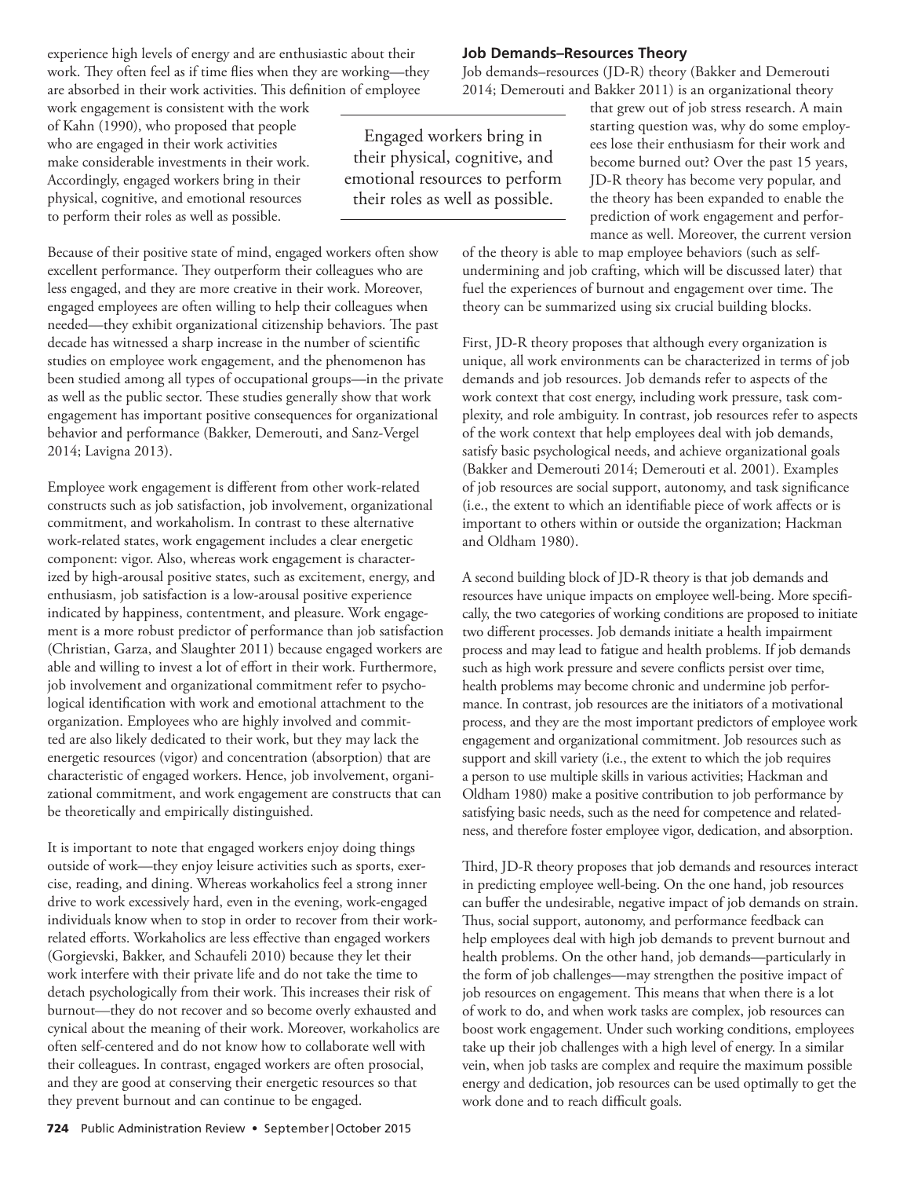experience high levels of energy and are enthusiastic about their work. They often feel as if time flies when they are working—they are absorbed in their work activities. This definition of employee work engagement is consistent with the work of Kahn (1990), who proposed that people who are engaged in their work activities make considerable investments in their work. Accordingly, engaged workers bring in their physical, cognitive, and emotional resources to perform their roles as well as possible.

> Engaged workers bring in their physical, cognitive, and emotional resources to perform their roles as well as possible.

Because of their positive state of mind, engaged workers often show excellent performance. They outperform their colleagues who are less engaged, and they are more creative in their work. Moreover, engaged employees are often willing to help their colleagues when needed—they exhibit organizational citizenship behaviors. The past decade has witnessed a sharp increase in the number of scientific studies on employee work engagement, and the phenomenon has been studied among all types of occupational groups—in the private as well as the public sector. These studies generally show that work engagement has important positive consequences for organizational behavior and performance (Bakker, Demerouti, and Sanz-Vergel 2014; Lavigna 2013).

Employee work engagement is different from other work-related constructs such as job satisfaction, job involvement, organizational commitment, and workaholism. In contrast to these alternative work-related states, work engagement includes a clear energetic component: vigor. Also, whereas work engagement is characterized by high-arousal positive states, such as excitement, energy, and enthusiasm, job satisfaction is a low-arousal positive experience indicated by happiness, contentment, and pleasure. Work engagement is a more robust predictor of performance than job satisfaction (Christian, Garza, and Slaughter 2011) because engaged workers are able and willing to invest a lot of effort in their work. Furthermore, job involvement and organizational commitment refer to psychological identification with work and emotional attachment to the organization. Employees who are highly involved and committed are also likely dedicated to their work, but they may lack the energetic resources (vigor) and concentration (absorption) that are characteristic of engaged workers. Hence, job involvement, organizational commitment, and work engagement are constructs that can be theoretically and empirically distinguished.

It is important to note that engaged workers enjoy doing things outside of work—they enjoy leisure activities such as sports, exercise, reading, and dining. Whereas workaholics feel a strong inner drive to work excessively hard, even in the evening, work-engaged individuals know when to stop in order to recover from their work-related efforts. Workaholics are less effective than engaged workers (Gorgievski, Bakker, and Schaufeli 2010) because they let their work interfere with their private life and do not take the time to detach psychologically from their work. This increases their risk of burnout—they do not recover and so become overly exhausted and cynical about the meaning of their work. Moreover, workaholics are often self-centered and do not know how to collaborate well with their colleagues. In contrast, engaged workers are often prosocial, and they are good at conserving their energetic resources so that they prevent burnout and can continue to be engaged.

### Job Demands–Resources Theory

Job demands–resources (JD-R) theory (Bakker and Demerouti 2014; Demerouti and Bakker 2011) is an organizational theory that grew out of job stress research. A main starting question was, why do some employees lose their enthusiasm for their work and become burned out? Over the past 15 years, JD-R theory has become very popular, and the theory has been expanded to enable the prediction of work engagement and performance as well. Moreover, the current version of the theory is able to map employee behaviors (such as self-undermining and job crafting, which will be discussed later) that fuel the experiences of burnout and engagement over time. The theory can be summarized using six crucial building blocks.

First, JD-R theory proposes that although every organization is unique, all work environments can be characterized in terms of job demands and job resources. Job demands refer to aspects of the work context that cost energy, including work pressure, task complexity, and role ambiguity. In contrast, job resources refer to aspects of the work context that help employees deal with job demands, satisfy basic psychological needs, and achieve organizational goals (Bakker and Demerouti 2014; Demerouti et al. 2001). Examples of job resources are social support, autonomy, and task significance (i.e., the extent to which an identifiable piece of work affects or is important to others within or outside the organization; Hackman and Oldham 1980).

A second building block of JD-R theory is that job demands and resources have unique impacts on employee well-being. More specifically, the two categories of working conditions are proposed to initiate two different processes. Job demands initiate a health impairment process and may lead to fatigue and health problems. If job demands such as high work pressure and severe conflicts persist over time, health problems may become chronic and undermine job performance. In contrast, job resources are the initiators of a motivational process, and they are the most important predictors of employee work engagement and organizational commitment. Job resources such as support and skill variety (i.e., the extent to which the job requires a person to use multiple skills in various activities; Hackman and Oldham 1980) make a positive contribution to job performance by satisfying basic needs, such as the need for competence and relatedness, and therefore foster employee vigor, dedication, and absorption.

Third, JD-R theory proposes that job demands and resources interact in predicting employee well-being. On the one hand, job resources can buffer the undesirable, negative impact of job demands on strain. Thus, social support, autonomy, and performance feedback can help employees deal with high job demands to prevent burnout and health problems. On the other hand, job demands—particularly in the form of job challenges—may strengthen the positive impact of job resources on engagement. This means that when there is a lot of work to do, and when work tasks are complex, job resources can boost work engagement. Under such working conditions, employees take up their job challenges with a high level of energy. In a similar vein, when job tasks are complex and require the maximum possible energy and dedication, job resources can be used optimally to get the work done and to reach difficult goals.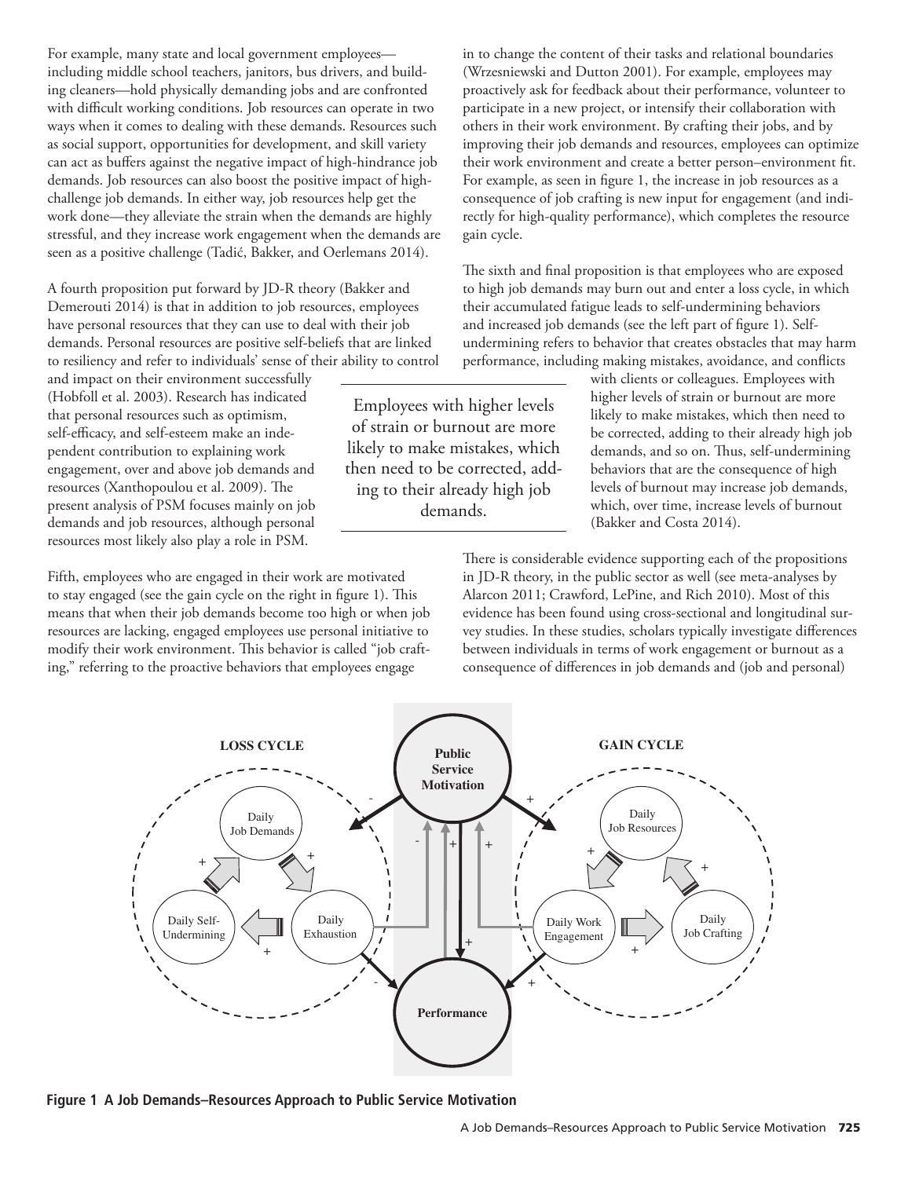For example, many state and local government employees—including middle school teachers, janitors, bus drivers, and building cleaners—hold physically demanding jobs and are confronted with difficult working conditions. Job resources can operate in two ways when it comes to dealing with these demands. Resources such as social support, opportunities for development, and skill variety can act as buffers against the negative impact of high-hindrance job demands. Job resources can also boost the positive impact of high-challenge job demands. In either way, job resources help get the work done—they alleviate the strain when the demands are highly stressful, and they increase work engagement when the demands are seen as a positive challenge (Tadić, Bakker, and Oerlemans 2014).

A fourth proposition put forward by JD-R theory (Bakker and Demerouti 2014) is that in addition to job resources, employees have personal resources that they can use to deal with their job demands. Personal resources are positive self-beliefs that are linked to resiliency and refer to individuals' sense of their ability to control and impact on their environment successfully (Hobfoll et al. 2003). Research has indicated that personal resources such as optimism, self-efficacy, and self-esteem make an independent contribution to explaining work engagement, over and above job demands and resources (Xanthopoulou et al. 2009). The present analysis of PSM focuses mainly on job demands and job resources, although personal resources most likely also play a role in PSM.

Fifth, employees who are engaged in their work are motivated to stay engaged (see the gain cycle on the right in figure 1). This means that when their job demands become too high or when job resources are lacking, engaged employees use personal initiative to modify their work environment. This behavior is called "job crafting," referring to the proactive behaviors that employees engage in to change the content of their tasks and relational boundaries (Wrzesniewski and Dutton 2001). For example, employees may proactively ask for feedback about their performance, volunteer to participate in a new project, or intensify their collaboration with others in their work environment. By crafting their jobs, and by improving their job demands and resources, employees can optimize their work environment and create a better person–environment fit. For example, as seen in figure 1, the increase in job resources as a consequence of job crafting is new input for engagement (and indirectly for high-quality performance), which completes the resource gain cycle.

The sixth and final proposition is that employees who are exposed to high job demands may burn out and enter a loss cycle, in which their accumulated fatigue leads to self-undermining behaviors and increased job demands (see the left part of figure 1). Self-undermining refers to behavior that creates obstacles that may harm performance, including making mistakes, avoidance, and conflicts with clients or colleagues. Employees with higher levels of strain or burnout are more likely to make mistakes, which then need to be corrected, adding to their already high job demands, and so on. Thus, self-undermining behaviors that are the consequence of high levels of burnout may increase job demands, which, over time, increase levels of burnout (Bakker and Costa 2014).

> Employees with higher levels of strain or burnout are more likely to make mistakes, which then need to be corrected, adding to their already high job demands.

There is considerable evidence supporting each of the propositions in JD-R theory, in the public sector as well (see meta-analyses by Alarcon 2011; Crawford, LePine, and Rich 2010). Most of this evidence has been found using cross-sectional and longitudinal survey studies. In these studies, scholars typically investigate differences between individuals in terms of work engagement or burnout as a consequence of differences in job demands and (job and personal)

**Figure 1 A Job Demands–Resources Approach to Public Service Motivation**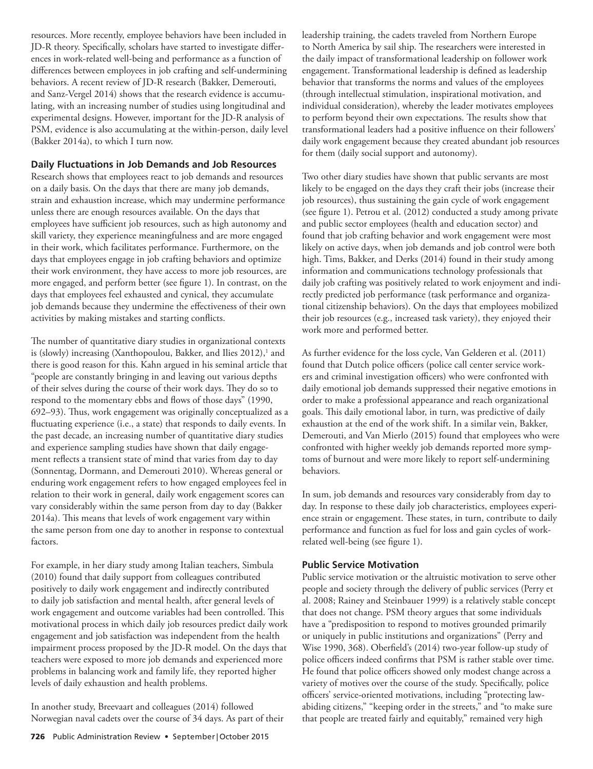resources. More recently, employee behaviors have been included in JD-R theory. Specifically, scholars have started to investigate differences in work-related well-being and performance as a function of differences between employees in job crafting and self-undermining behaviors. A recent review of JD-R research (Bakker, Demerouti, and Sanz-Vergel 2014) shows that the research evidence is accumulating, with an increasing number of studies using longitudinal and experimental designs. However, important for the JD-R analysis of PSM, evidence is also accumulating at the within-person, daily level (Bakker 2014a), to which I turn now.

### Daily Fluctuations in Job Demands and Job Resources

Research shows that employees react to job demands and resources on a daily basis. On the days that there are many job demands, strain and exhaustion increase, which may undermine performance unless there are enough resources available. On the days that employees have sufficient job resources, such as high autonomy and skill variety, they experience meaningfulness and are more engaged in their work, which facilitates performance. Furthermore, on the days that employees engage in job crafting behaviors and optimize their work environment, they have access to more job resources, are more engaged, and perform better (see figure 1). In contrast, on the days that employees feel exhausted and cynical, they accumulate job demands because they undermine the effectiveness of their own activities by making mistakes and starting conflicts.

The number of quantitative diary studies in organizational contexts is (slowly) increasing (Xanthopoulou, Bakker, and Ilies 2012),[1] and there is good reason for this. Kahn argued in his seminal article that "people are constantly bringing in and leaving out various depths of their selves during the course of their work days. They do so to respond to the momentary ebbs and flows of those days" (1990, 692–93). Thus, work engagement was originally conceptualized as a fluctuating experience (i.e., a state) that responds to daily events. In the past decade, an increasing number of quantitative diary studies and experience sampling studies have shown that daily engagement reflects a transient state of mind that varies from day to day (Sonnentag, Dormann, and Demerouti 2010). Whereas general or enduring work engagement refers to how engaged employees feel in relation to their work in general, daily work engagement scores can vary considerably within the same person from day to day (Bakker 2014a). This means that levels of work engagement vary within the same person from one day to another in response to contextual factors.

For example, in her diary study among Italian teachers, Simbula (2010) found that daily support from colleagues contributed positively to daily work engagement and indirectly contributed to daily job satisfaction and mental health, after general levels of work engagement and outcome variables had been controlled. This motivational process in which daily job resources predict daily work engagement and job satisfaction was independent from the health impairment process proposed by the JD-R model. On the days that teachers were exposed to more job demands and experienced more problems in balancing work and family life, they reported higher levels of daily exhaustion and health problems.

In another study, Breevaart and colleagues (2014) followed Norwegian naval cadets over the course of 34 days. As part of their leadership training, the cadets traveled from Northern Europe to North America by sail ship. The researchers were interested in the daily impact of transformational leadership on follower work engagement. Transformational leadership is defined as leadership behavior that transforms the norms and values of the employees (through intellectual stimulation, inspirational motivation, and individual consideration), whereby the leader motivates employees to perform beyond their own expectations. The results show that transformational leaders had a positive influence on their followers' daily work engagement because they created abundant job resources for them (daily social support and autonomy).

Two other diary studies have shown that public servants are most likely to be engaged on the days they craft their jobs (increase their job resources), thus sustaining the gain cycle of work engagement (see figure 1). Petrou et al. (2012) conducted a study among private and public sector employees (health and education sector) and found that job crafting behavior and work engagement were most likely on active days, when job demands and job control were both high. Tims, Bakker, and Derks (2014) found in their study among information and communications technology professionals that daily job crafting was positively related to work enjoyment and indirectly predicted job performance (task performance and organizational citizenship behaviors). On the days that employees mobilized their job resources (e.g., increased task variety), they enjoyed their work more and performed better.

As further evidence for the loss cycle, Van Gelderen et al. (2011) found that Dutch police officers (police call center service workers and criminal investigation officers) who were confronted with daily emotional job demands suppressed their negative emotions in order to make a professional appearance and reach organizational goals. This daily emotional labor, in turn, was predictive of daily exhaustion at the end of the work shift. In a similar vein, Bakker, Demerouti, and Van Mierlo (2015) found that employees who were confronted with higher weekly job demands reported more symptoms of burnout and were more likely to report self-undermining behaviors.

In sum, job demands and resources vary considerably from day to day. In response to these daily job characteristics, employees experience strain or engagement. These states, in turn, contribute to daily performance and function as fuel for loss and gain cycles of work-related well-being (see figure 1).

### Public Service Motivation

Public service motivation or the altruistic motivation to serve other people and society through the delivery of public services (Perry et al. 2008; Rainey and Steinbauer 1999) is a relatively stable concept that does not change. PSM theory argues that some individuals have a "predisposition to respond to motives grounded primarily or uniquely in public institutions and organizations" (Perry and Wise 1990, 368). Oberfield's (2014) two-year follow-up study of police officers indeed confirms that PSM is rather stable over time. He found that police officers showed only modest change across a variety of motives over the course of the study. Specifically, police officers' service-oriented motivations, including "protecting law-abiding citizens," "keeping order in the streets," and "to make sure that people are treated fairly and equitably," remained very high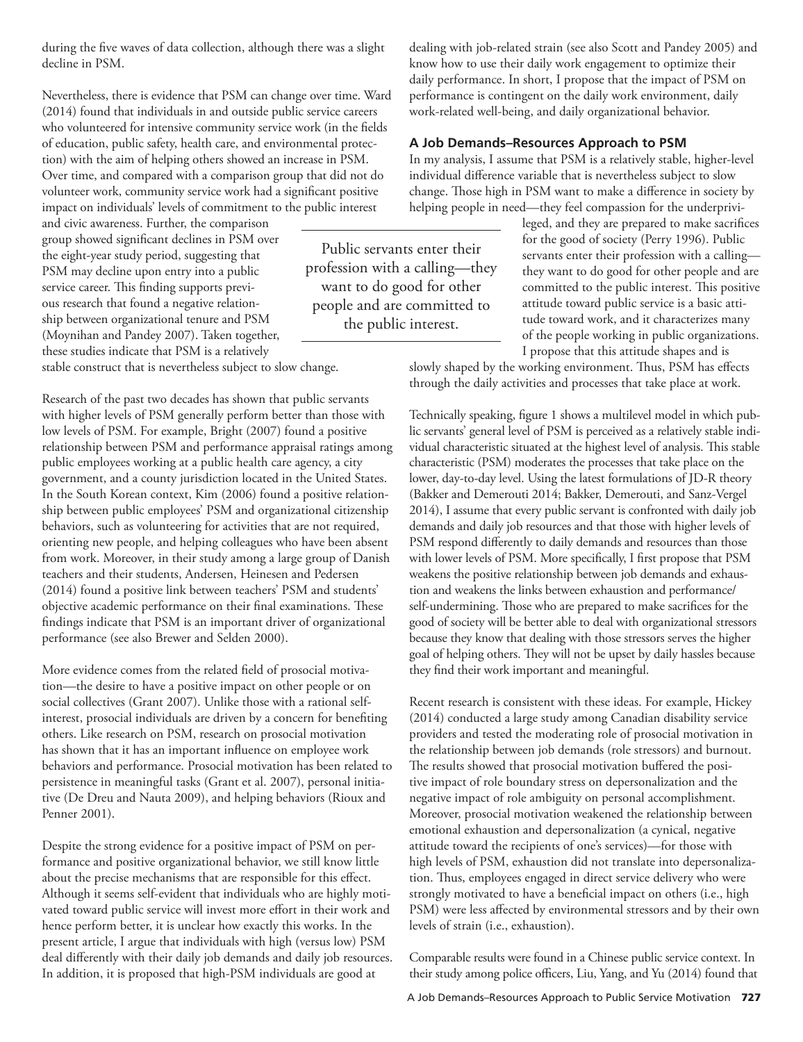during the five waves of data collection, although there was a slight decline in PSM.

Nevertheless, there is evidence that PSM can change over time. Ward (2014) found that individuals in and outside public service careers who volunteered for intensive community service work (in the fields of education, public safety, health care, and environmental protection) with the aim of helping others showed an increase in PSM. Over time, and compared with a comparison group that did not do volunteer work, community service work had a significant positive impact on individuals' levels of commitment to the public interest and civic awareness. Further, the comparison group showed significant declines in PSM over the eight-year study period, suggesting that PSM may decline upon entry into a public service career. This finding supports previous research that found a negative relationship between organizational tenure and PSM (Moynihan and Pandey 2007). Taken together, these studies indicate that PSM is a relatively stable construct that is nevertheless subject to slow change.

Research of the past two decades has shown that public servants with higher levels of PSM generally perform better than those with low levels of PSM. For example, Bright (2007) found a positive relationship between PSM and performance appraisal ratings among public employees working at a public health care agency, a city government, and a county jurisdiction located in the United States. In the South Korean context, Kim (2006) found a positive relationship between public employees' PSM and organizational citizenship behaviors, such as volunteering for activities that are not required, orienting new people, and helping colleagues who have been absent from work. Moreover, in their study among a large group of Danish teachers and their students, Andersen, Heinesen and Pedersen (2014) found a positive link between teachers' PSM and students' objective academic performance on their final examinations. These findings indicate that PSM is an important driver of organizational performance (see also Brewer and Selden 2000).

More evidence comes from the related field of prosocial motivation—the desire to have a positive impact on other people or on social collectives (Grant 2007). Unlike those with a rational self-interest, prosocial individuals are driven by a concern for benefiting others. Like research on PSM, research on prosocial motivation has shown that it has an important influence on employee work behaviors and performance. Prosocial motivation has been related to persistence in meaningful tasks (Grant et al. 2007), personal initiative (De Dreu and Nauta 2009), and helping behaviors (Rioux and Penner 2001).

Despite the strong evidence for a positive impact of PSM on performance and positive organizational behavior, we still know little about the precise mechanisms that are responsible for this effect. Although it seems self-evident that individuals who are highly motivated toward public service will invest more effort in their work and hence perform better, it is unclear how exactly this works. In the present article, I argue that individuals with high (versus low) PSM deal differently with their daily job demands and daily job resources. In addition, it is proposed that high-PSM individuals are good at dealing with job-related strain (see also Scott and Pandey 2005) and know how to use their daily work engagement to optimize their daily performance. In short, I propose that the impact of PSM on performance is contingent on the daily work environment, daily work-related well-being, and daily organizational behavior.

> Public servants enter their profession with a calling—they want to do good for other people and are committed to the public interest.

## A Job Demands–Resources Approach to PSM

In my analysis, I assume that PSM is a relatively stable, higher-level individual difference variable that is nevertheless subject to slow change. Those high in PSM want to make a difference in society by helping people in need—they feel compassion for the underprivileged, and they are prepared to make sacrifices for the good of society (Perry 1996). Public servants enter their profession with a calling—they want to do good for other people and are committed to the public interest. This positive attitude toward public service is a basic attitude toward work, and it characterizes many of the people working in public organizations. I propose that this attitude shapes and is slowly shaped by the working environment. Thus, PSM has effects through the daily activities and processes that take place at work.

Technically speaking, figure 1 shows a multilevel model in which public servants' general level of PSM is perceived as a relatively stable individual characteristic situated at the highest level of analysis. This stable characteristic (PSM) moderates the processes that take place on the lower, day-to-day level. Using the latest formulations of JD-R theory (Bakker and Demerouti 2014; Bakker, Demerouti, and Sanz-Vergel 2014), I assume that every public servant is confronted with daily job demands and daily job resources and that those with higher levels of PSM respond differently to daily demands and resources than those with lower levels of PSM. More specifically, I first propose that PSM weakens the positive relationship between job demands and exhaustion and weakens the links between exhaustion and performance/self-undermining. Those who are prepared to make sacrifices for the good of society will be better able to deal with organizational stressors because they know that dealing with those stressors serves the higher goal of helping others. They will not be upset by daily hassles because they find their work important and meaningful.

Recent research is consistent with these ideas. For example, Hickey (2014) conducted a large study among Canadian disability service providers and tested the moderating role of prosocial motivation in the relationship between job demands (role stressors) and burnout. The results showed that prosocial motivation buffered the positive impact of role boundary stress on depersonalization and the negative impact of role ambiguity on personal accomplishment. Moreover, prosocial motivation weakened the relationship between emotional exhaustion and depersonalization (a cynical, negative attitude toward the recipients of one's services)—for those with high levels of PSM, exhaustion did not translate into depersonalization. Thus, employees engaged in direct service delivery who were strongly motivated to have a beneficial impact on others (i.e., high PSM) were less affected by environmental stressors and by their own levels of strain (i.e., exhaustion).

Comparable results were found in a Chinese public service context. In their study among police officers, Liu, Yang, and Yu (2014) found that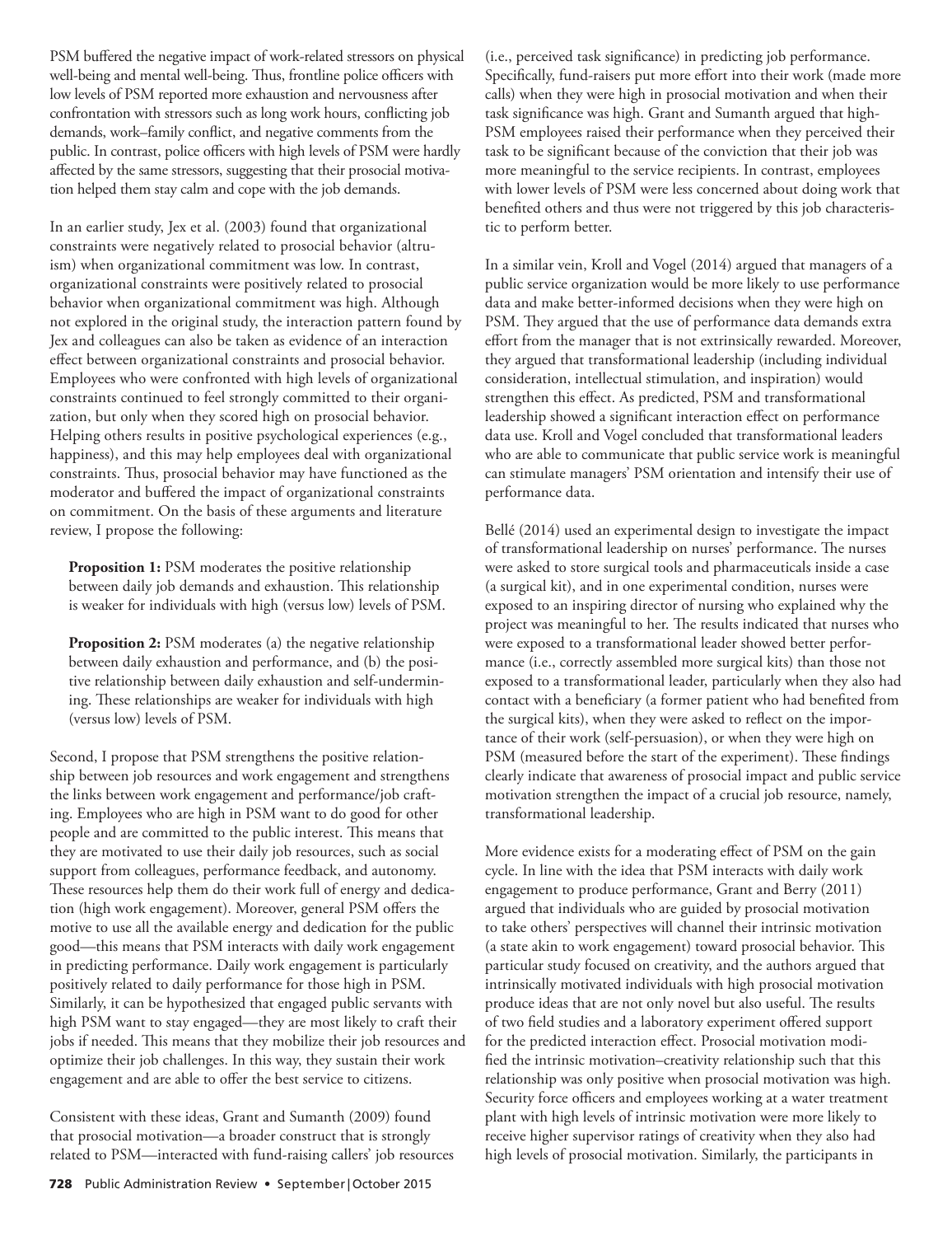PSM buffered the negative impact of work-related stressors on physical well-being and mental well-being. Thus, frontline police officers with low levels of PSM reported more exhaustion and nervousness after confrontation with stressors such as long work hours, conflicting job demands, work–family conflict, and negative comments from the public. In contrast, police officers with high levels of PSM were hardly affected by the same stressors, suggesting that their prosocial motivation helped them stay calm and cope with the job demands.

In an earlier study, Jex et al. (2003) found that organizational constraints were negatively related to prosocial behavior (altruism) when organizational commitment was low. In contrast, organizational constraints were positively related to prosocial behavior when organizational commitment was high. Although not explored in the original study, the interaction pattern found by Jex and colleagues can also be taken as evidence of an interaction effect between organizational constraints and prosocial behavior. Employees who were confronted with high levels of organizational constraints continued to feel strongly committed to their organization, but only when they scored high on prosocial behavior. Helping others results in positive psychological experiences (e.g., happiness), and this may help employees deal with organizational constraints. Thus, prosocial behavior may have functioned as the moderator and buffered the impact of organizational constraints on commitment. On the basis of these arguments and literature review, I propose the following:

> **Proposition 1:** PSM moderates the positive relationship between daily job demands and exhaustion. This relationship is weaker for individuals with high (versus low) levels of PSM.

> **Proposition 2:** PSM moderates (a) the negative relationship between daily exhaustion and performance, and (b) the positive relationship between daily exhaustion and self-undermining. These relationships are weaker for individuals with high (versus low) levels of PSM.

Second, I propose that PSM strengthens the positive relationship between job resources and work engagement and strengthens the links between work engagement and performance/job crafting. Employees who are high in PSM want to do good for other people and are committed to the public interest. This means that they are motivated to use their daily job resources, such as social support from colleagues, performance feedback, and autonomy. These resources help them do their work full of energy and dedication (high work engagement). Moreover, general PSM offers the motive to use all the available energy and dedication for the public good—this means that PSM interacts with daily work engagement in predicting performance. Daily work engagement is particularly positively related to daily performance for those high in PSM. Similarly, it can be hypothesized that engaged public servants with high PSM want to stay engaged—they are most likely to craft their jobs if needed. This means that they mobilize their job resources and optimize their job challenges. In this way, they sustain their work engagement and are able to offer the best service to citizens.

Consistent with these ideas, Grant and Sumanth (2009) found that prosocial motivation—a broader construct that is strongly related to PSM—interacted with fund-raising callers' job resources (i.e., perceived task significance) in predicting job performance. Specifically, fund-raisers put more effort into their work (made more calls) when they were high in prosocial motivation and when their task significance was high. Grant and Sumanth argued that high-PSM employees raised their performance when they perceived their task to be significant because of the conviction that their job was more meaningful to the service recipients. In contrast, employees with lower levels of PSM were less concerned about doing work that benefited others and thus were not triggered by this job characteristic to perform better.

In a similar vein, Kroll and Vogel (2014) argued that managers of a public service organization would be more likely to use performance data and make better-informed decisions when they were high on PSM. They argued that the use of performance data demands extra effort from the manager that is not extrinsically rewarded. Moreover, they argued that transformational leadership (including individual consideration, intellectual stimulation, and inspiration) would strengthen this effect. As predicted, PSM and transformational leadership showed a significant interaction effect on performance data use. Kroll and Vogel concluded that transformational leaders who are able to communicate that public service work is meaningful can stimulate managers' PSM orientation and intensify their use of performance data.

Bellé (2014) used an experimental design to investigate the impact of transformational leadership on nurses' performance. The nurses were asked to store surgical tools and pharmaceuticals inside a case (a surgical kit), and in one experimental condition, nurses were exposed to an inspiring director of nursing who explained why the project was meaningful to her. The results indicated that nurses who were exposed to a transformational leader showed better performance (i.e., correctly assembled more surgical kits) than those not exposed to a transformational leader, particularly when they also had contact with a beneficiary (a former patient who had benefited from the surgical kits), when they were asked to reflect on the importance of their work (self-persuasion), or when they were high on PSM (measured before the start of the experiment). These findings clearly indicate that awareness of prosocial impact and public service motivation strengthen the impact of a crucial job resource, namely, transformational leadership.

More evidence exists for a moderating effect of PSM on the gain cycle. In line with the idea that PSM interacts with daily work engagement to produce performance, Grant and Berry (2011) argued that individuals who are guided by prosocial motivation to take others' perspectives will channel their intrinsic motivation (a state akin to work engagement) toward prosocial behavior. This particular study focused on creativity, and the authors argued that intrinsically motivated individuals with high prosocial motivation produce ideas that are not only novel but also useful. The results of two field studies and a laboratory experiment offered support for the predicted interaction effect. Prosocial motivation modified the intrinsic motivation–creativity relationship such that this relationship was only positive when prosocial motivation was high. Security force officers and employees working at a water treatment plant with high levels of intrinsic motivation were more likely to receive higher supervisor ratings of creativity when they also had high levels of prosocial motivation. Similarly, the participants in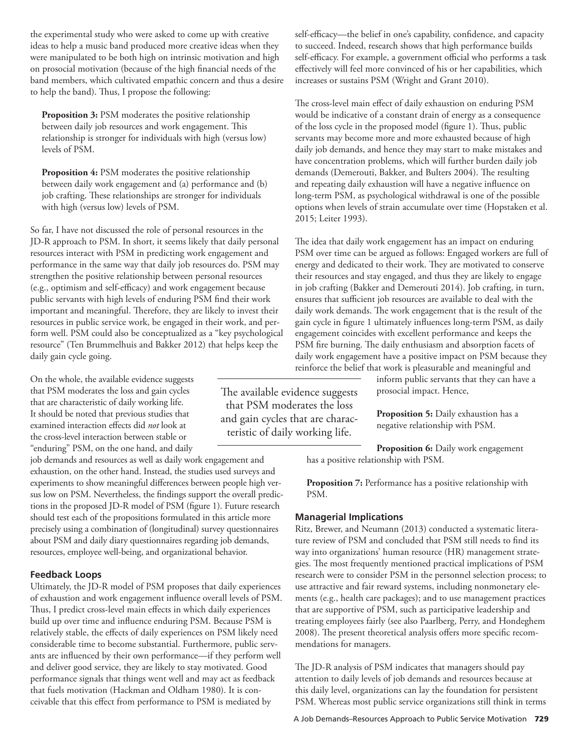the experimental study who were asked to come up with creative ideas to help a music band produced more creative ideas when they were manipulated to be both high on intrinsic motivation and high on prosocial motivation (because of the high financial needs of the band members, which cultivated empathic concern and thus a desire to help the band). Thus, I propose the following:

> **Proposition 3:** PSM moderates the positive relationship between daily job resources and work engagement. This relationship is stronger for individuals with high (versus low) levels of PSM.

> **Proposition 4:** PSM moderates the positive relationship between daily work engagement and (a) performance and (b) job crafting. These relationships are stronger for individuals with high (versus low) levels of PSM.

So far, I have not discussed the role of personal resources in the JD-R approach to PSM. In short, it seems likely that daily personal resources interact with PSM in predicting work engagement and performance in the same way that daily job resources do. PSM may strengthen the positive relationship between personal resources (e.g., optimism and self-efficacy) and work engagement because public servants with high levels of enduring PSM find their work important and meaningful. Therefore, they are likely to invest their resources in public service work, be engaged in their work, and perform well. PSM could also be conceptualized as a "key psychological resource" (Ten Brummelhuis and Bakker 2012) that helps keep the daily gain cycle going.

On the whole, the available evidence suggests that PSM moderates the loss and gain cycles that are characteristic of daily working life. It should be noted that previous studies that examined interaction effects did *not* look at the cross-level interaction between stable or "enduring" PSM, on the one hand, and daily job demands and resources as well as daily work engagement and exhaustion, on the other hand. Instead, the studies used surveys and experiments to show meaningful differences between people high versus low on PSM. Nevertheless, the findings support the overall predictions in the proposed JD-R model of PSM (figure 1). Future research should test each of the propositions formulated in this article more precisely using a combination of (longitudinal) survey questionnaires about PSM and daily diary questionnaires regarding job demands, resources, employee well-being, and organizational behavior.

> The available evidence suggests that PSM moderates the loss and gain cycles that are characteristic of daily working life.

### Feedback Loops

Ultimately, the JD-R model of PSM proposes that daily experiences of exhaustion and work engagement influence overall levels of PSM. Thus, I predict cross-level main effects in which daily experiences build up over time and influence enduring PSM. Because PSM is relatively stable, the effects of daily experiences on PSM likely need considerable time to become substantial. Furthermore, public servants are influenced by their own performance—if they perform well and deliver good service, they are likely to stay motivated. Good performance signals that things went well and may act as feedback that fuels motivation (Hackman and Oldham 1980). It is conceivable that this effect from performance to PSM is mediated by self-efficacy—the belief in one's capability, confidence, and capacity to succeed. Indeed, research shows that high performance builds self-efficacy. For example, a government official who performs a task effectively will feel more convinced of his or her capabilities, which increases or sustains PSM (Wright and Grant 2010).

The cross-level main effect of daily exhaustion on enduring PSM would be indicative of a constant drain of energy as a consequence of the loss cycle in the proposed model (figure 1). Thus, public servants may become more and more exhausted because of high daily job demands, and hence they may start to make mistakes and have concentration problems, which will further burden daily job demands (Demerouti, Bakker, and Bulters 2004). The resulting and repeating daily exhaustion will have a negative influence on long-term PSM, as psychological withdrawal is one of the possible options when levels of strain accumulate over time (Hopstaken et al. 2015; Leiter 1993).

The idea that daily work engagement has an impact on enduring PSM over time can be argued as follows: Engaged workers are full of energy and dedicated to their work. They are motivated to conserve their resources and stay engaged, and thus they are likely to engage in job crafting (Bakker and Demerouti 2014). Job crafting, in turn, ensures that sufficient job resources are available to deal with the daily work demands. The work engagement that is the result of the gain cycle in figure 1 ultimately influences long-term PSM, as daily engagement coincides with excellent performance and keeps the PSM fire burning. The daily enthusiasm and absorption facets of daily work engagement have a positive impact on PSM because they reinforce the belief that work is pleasurable and meaningful and inform public servants that they can have a prosocial impact. Hence,

> **Proposition 5:** Daily exhaustion has a negative relationship with PSM.

> **Proposition 6:** Daily work engagement has a positive relationship with PSM.

> **Proposition 7:** Performance has a positive relationship with PSM.

### Managerial Implications

Ritz, Brewer, and Neumann (2013) conducted a systematic literature review of PSM and concluded that PSM still needs to find its way into organizations' human resource (HR) management strategies. The most frequently mentioned practical implications of PSM research were to consider PSM in the personnel selection process; to use attractive and fair reward systems, including nonmonetary elements (e.g., health care packages); and to use management practices that are supportive of PSM, such as participative leadership and treating employees fairly (see also Paarlberg, Perry, and Hondeghem 2008). The present theoretical analysis offers more specific recommendations for managers.

The JD-R analysis of PSM indicates that managers should pay attention to daily levels of job demands and resources because at this daily level, organizations can lay the foundation for persistent PSM. Whereas most public service organizations still think in terms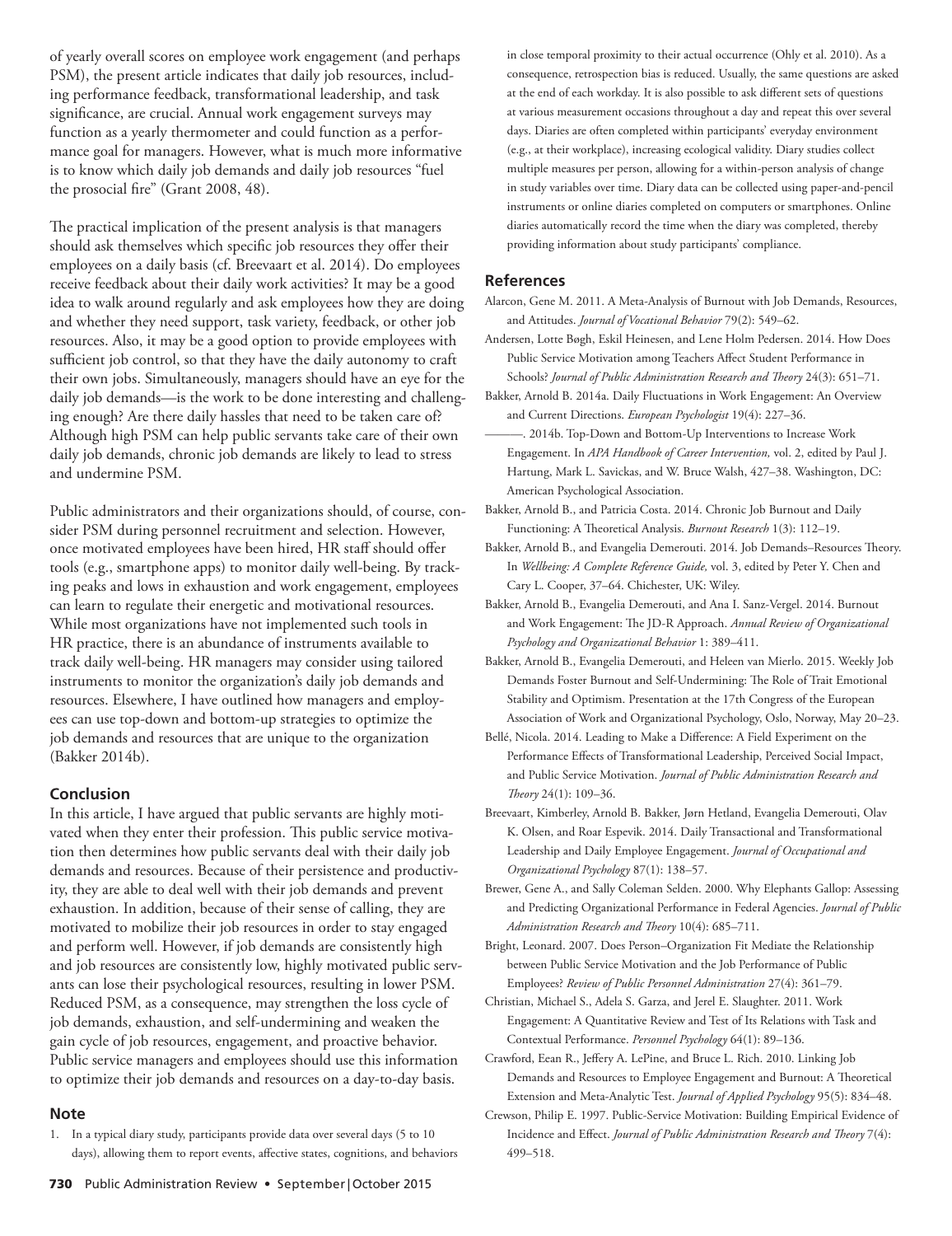of yearly overall scores on employee work engagement (and perhaps PSM), the present article indicates that daily job resources, including performance feedback, transformational leadership, and task significance, are crucial. Annual work engagement surveys may function as a yearly thermometer and could function as a performance goal for managers. However, what is much more informative is to know which daily job demands and daily job resources "fuel the prosocial fire" (Grant 2008, 48).

The practical implication of the present analysis is that managers should ask themselves which specific job resources they offer their employees on a daily basis (cf. Breevaart et al. 2014). Do employees receive feedback about their daily work activities? It may be a good idea to walk around regularly and ask employees how they are doing and whether they need support, task variety, feedback, or other job resources. Also, it may be a good option to provide employees with sufficient job control, so that they have the daily autonomy to craft their own jobs. Simultaneously, managers should have an eye for the daily job demands—is the work to be done interesting and challenging enough? Are there daily hassles that need to be taken care of? Although high PSM can help public servants take care of their own daily job demands, chronic job demands are likely to lead to stress and undermine PSM.

Public administrators and their organizations should, of course, consider PSM during personnel recruitment and selection. However, once motivated employees have been hired, HR staff should offer tools (e.g., smartphone apps) to monitor daily well-being. By tracking peaks and lows in exhaustion and work engagement, employees can learn to regulate their energetic and motivational resources. While most organizations have not implemented such tools in HR practice, there is an abundance of instruments available to track daily well-being. HR managers may consider using tailored instruments to monitor the organization's daily job demands and resources. Elsewhere, I have outlined how managers and employees can use top-down and bottom-up strategies to optimize the job demands and resources that are unique to the organization (Bakker 2014b).

## Conclusion

In this article, I have argued that public servants are highly motivated when they enter their profession. This public service motivation then determines how public servants deal with their daily job demands and resources. Because of their persistence and productivity, they are able to deal well with their job demands and prevent exhaustion. In addition, because of their sense of calling, they are motivated to mobilize their job resources in order to stay engaged and perform well. However, if job demands are consistently high and job resources are consistently low, highly motivated public servants can lose their psychological resources, resulting in lower PSM. Reduced PSM, as a consequence, may strengthen the loss cycle of job demands, exhaustion, and self-undermining and weaken the gain cycle of job resources, engagement, and proactive behavior. Public service managers and employees should use this information to optimize their job demands and resources on a day-to-day basis.

## Note

1. In a typical diary study, participants provide data over several days (5 to 10 days), allowing them to report events, affective states, cognitions, and behaviors in close temporal proximity to their actual occurrence (Ohly et al. 2010). As a consequence, retrospection bias is reduced. Usually, the same questions are asked at the end of each workday. It is also possible to ask different sets of questions at various measurement occasions throughout a day and repeat this over several days. Diaries are often completed within participants' everyday environment (e.g., at their workplace), increasing ecological validity. Diary studies collect multiple measures per person, allowing for a within-person analysis of change in study variables over time. Diary data can be collected using paper-and-pencil instruments or online diaries completed on computers or smartphones. Online diaries automatically record the time when the diary was completed, thereby providing information about study participants' compliance.

## References

Alarcon, Gene M. 2011. A Meta-Analysis of Burnout with Job Demands, Resources, and Attitudes. *Journal of Vocational Behavior* 79(2): 549–62.

Andersen, Lotte Bøgh, Eskil Heinesen, and Lene Holm Pedersen. 2014. How Does Public Service Motivation among Teachers Affect Student Performance in Schools? *Journal of Public Administration Research and Theory* 24(3): 651–71.

Bakker, Arnold B. 2014a. Daily Fluctuations in Work Engagement: An Overview and Current Directions. *European Psychologist* 19(4): 227–36.

———. 2014b. Top-Down and Bottom-Up Interventions to Increase Work Engagement. In *APA Handbook of Career Intervention,* vol. 2, edited by Paul J. Hartung, Mark L. Savickas, and W. Bruce Walsh, 427–38. Washington, DC: American Psychological Association.

Bakker, Arnold B., and Patricia Costa. 2014. Chronic Job Burnout and Daily Functioning: A Theoretical Analysis. *Burnout Research* 1(3): 112–19.

Bakker, Arnold B., and Evangelia Demerouti. 2014. Job Demands–Resources Theory. In *Wellbeing: A Complete Reference Guide,* vol. 3, edited by Peter Y. Chen and Cary L. Cooper, 37–64. Chichester, UK: Wiley.

Bakker, Arnold B., Evangelia Demerouti, and Ana I. Sanz-Vergel. 2014. Burnout and Work Engagement: The JD-R Approach. *Annual Review of Organizational Psychology and Organizational Behavior* 1: 389–411.

Bakker, Arnold B., Evangelia Demerouti, and Heleen van Mierlo. 2015. Weekly Job Demands Foster Burnout and Self-Undermining: The Role of Trait Emotional Stability and Optimism. Presentation at the 17th Congress of the European Association of Work and Organizational Psychology, Oslo, Norway, May 20–23.

Bellé, Nicola. 2014. Leading to Make a Difference: A Field Experiment on the Performance Effects of Transformational Leadership, Perceived Social Impact, and Public Service Motivation. *Journal of Public Administration Research and Theory* 24(1): 109–36.

Breevaart, Kimberley, Arnold B. Bakker, Jørn Hetland, Evangelia Demerouti, Olav K. Olsen, and Roar Espevik. 2014. Daily Transactional and Transformational Leadership and Daily Employee Engagement. *Journal of Occupational and Organizational Psychology* 87(1): 138–57.

Brewer, Gene A., and Sally Coleman Selden. 2000. Why Elephants Gallop: Assessing and Predicting Organizational Performance in Federal Agencies. *Journal of Public Administration Research and Theory* 10(4): 685–711.

Bright, Leonard. 2007. Does Person–Organization Fit Mediate the Relationship between Public Service Motivation and the Job Performance of Public Employees? *Review of Public Personnel Administration* 27(4): 361–79.

Christian, Michael S., Adela S. Garza, and Jerel E. Slaughter. 2011. Work Engagement: A Quantitative Review and Test of Its Relations with Task and Contextual Performance. *Personnel Psychology* 64(1): 89–136.

Crawford, Eean R., Jeffery A. LePine, and Bruce L. Rich. 2010. Linking Job Demands and Resources to Employee Engagement and Burnout: A Theoretical Extension and Meta-Analytic Test. *Journal of Applied Psychology* 95(5): 834–48.

Crewson, Philip E. 1997. Public-Service Motivation: Building Empirical Evidence of Incidence and Effect. *Journal of Public Administration Research and Theory* 7(4): 499–518.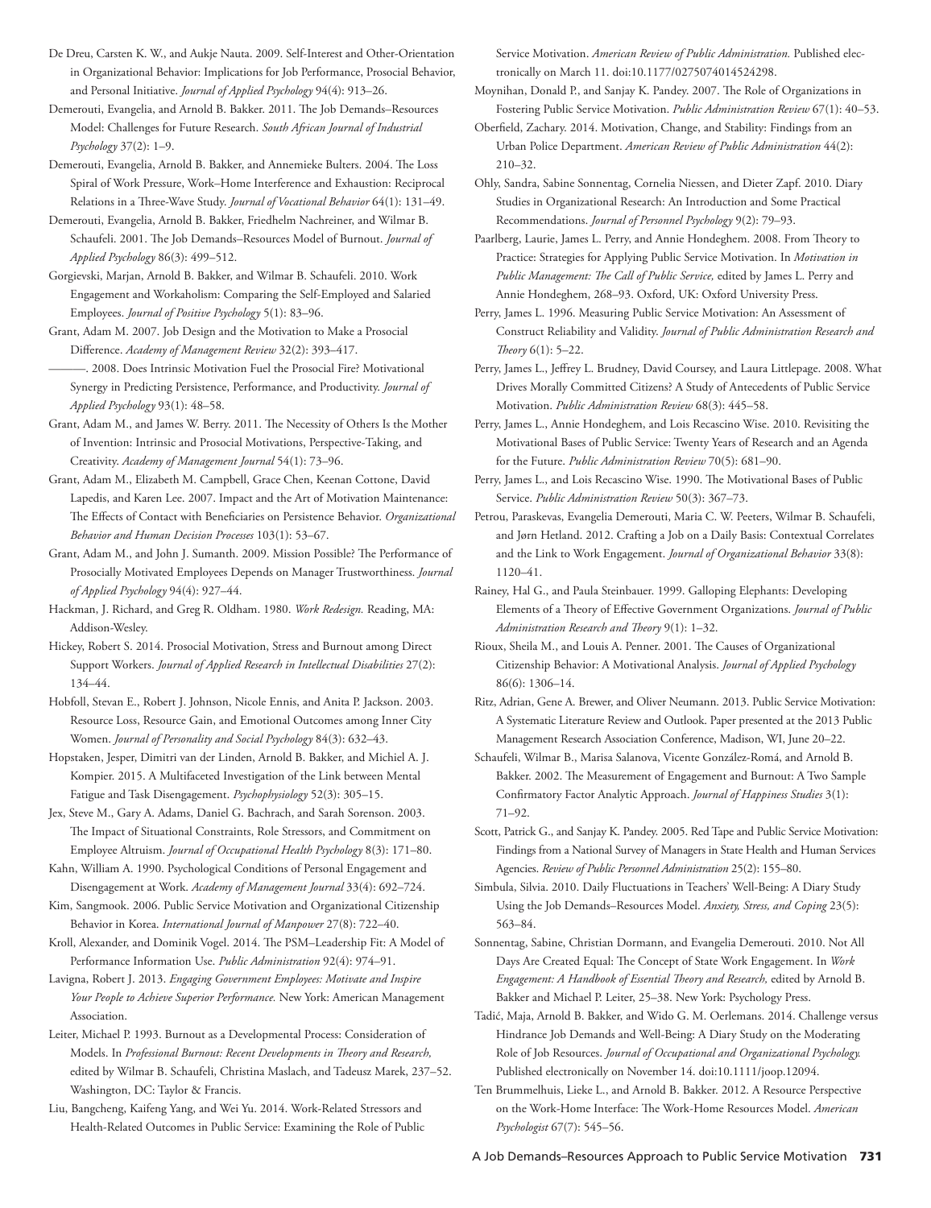De Dreu, Carsten K. W., and Aukje Nauta. 2009. Self-Interest and Other-Orientation in Organizational Behavior: Implications for Job Performance, Prosocial Behavior, and Personal Initiative. *Journal of Applied Psychology* 94(4): 913–26.

Demerouti, Evangelia, and Arnold B. Bakker. 2011. The Job Demands–Resources Model: Challenges for Future Research. *South African Journal of Industrial Psychology* 37(2): 1–9.

Demerouti, Evangelia, Arnold B. Bakker, and Annemieke Bulters. 2004. The Loss Spiral of Work Pressure, Work–Home Interference and Exhaustion: Reciprocal Relations in a Three-Wave Study. *Journal of Vocational Behavior* 64(1): 131–49.

Demerouti, Evangelia, Arnold B. Bakker, Friedhelm Nachreiner, and Wilmar B. Schaufeli. 2001. The Job Demands–Resources Model of Burnout. *Journal of Applied Psychology* 86(3): 499–512.

Gorgievski, Marjan, Arnold B. Bakker, and Wilmar B. Schaufeli. 2010. Work Engagement and Workaholism: Comparing the Self-Employed and Salaried Employees. *Journal of Positive Psychology* 5(1): 83–96.

Grant, Adam M. 2007. Job Design and the Motivation to Make a Prosocial Difference. *Academy of Management Review* 32(2): 393–417.

———. 2008. Does Intrinsic Motivation Fuel the Prosocial Fire? Motivational Synergy in Predicting Persistence, Performance, and Productivity. *Journal of Applied Psychology* 93(1): 48–58.

Grant, Adam M., and James W. Berry. 2011. The Necessity of Others Is the Mother of Invention: Intrinsic and Prosocial Motivations, Perspective-Taking, and Creativity. *Academy of Management Journal* 54(1): 73–96.

Grant, Adam M., Elizabeth M. Campbell, Grace Chen, Keenan Cottone, David Lapedis, and Karen Lee. 2007. Impact and the Art of Motivation Maintenance: The Effects of Contact with Beneficiaries on Persistence Behavior. *Organizational Behavior and Human Decision Processes* 103(1): 53–67.

Grant, Adam M., and John J. Sumanth. 2009. Mission Possible? The Performance of Prosocially Motivated Employees Depends on Manager Trustworthiness. *Journal of Applied Psychology* 94(4): 927–44.

Hackman, J. Richard, and Greg R. Oldham. 1980. *Work Redesign.* Reading, MA: Addison-Wesley.

Hickey, Robert S. 2014. Prosocial Motivation, Stress and Burnout among Direct Support Workers. *Journal of Applied Research in Intellectual Disabilities* 27(2): 134–44.

Hobfoll, Stevan E., Robert J. Johnson, Nicole Ennis, and Anita P. Jackson. 2003. Resource Loss, Resource Gain, and Emotional Outcomes among Inner City Women. *Journal of Personality and Social Psychology* 84(3): 632–43.

Hopstaken, Jesper, Dimitri van der Linden, Arnold B. Bakker, and Michiel A. J. Kompier. 2015. A Multifaceted Investigation of the Link between Mental Fatigue and Task Disengagement. *Psychophysiology* 52(3): 305–15.

Jex, Steve M., Gary A. Adams, Daniel G. Bachrach, and Sarah Sorenson. 2003. The Impact of Situational Constraints, Role Stressors, and Commitment on Employee Altruism. *Journal of Occupational Health Psychology* 8(3): 171–80.

Kahn, William A. 1990. Psychological Conditions of Personal Engagement and Disengagement at Work. *Academy of Management Journal* 33(4): 692–724.

Kim, Sangmook. 2006. Public Service Motivation and Organizational Citizenship Behavior in Korea. *International Journal of Manpower* 27(8): 722–40.

Kroll, Alexander, and Dominik Vogel. 2014. The PSM–Leadership Fit: A Model of Performance Information Use. *Public Administration* 92(4): 974–91.

Lavigna, Robert J. 2013. *Engaging Government Employees: Motivate and Inspire Your People to Achieve Superior Performance.* New York: American Management Association.

Leiter, Michael P. 1993. Burnout as a Developmental Process: Consideration of Models. In *Professional Burnout: Recent Developments in Theory and Research,* edited by Wilmar B. Schaufeli, Christina Maslach, and Tadeusz Marek, 237–52. Washington, DC: Taylor & Francis.

Liu, Bangcheng, Kaifeng Yang, and Wei Yu. 2014. Work-Related Stressors and Health-Related Outcomes in Public Service: Examining the Role of Public Service Motivation. *American Review of Public Administration.* Published electronically on March 11. doi:10.1177/0275074014524298.

Moynihan, Donald P., and Sanjay K. Pandey. 2007. The Role of Organizations in Fostering Public Service Motivation. *Public Administration Review* 67(1): 40–53.

Oberfield, Zachary. 2014. Motivation, Change, and Stability: Findings from an Urban Police Department. *American Review of Public Administration* 44(2): 210–32.

Ohly, Sandra, Sabine Sonnentag, Cornelia Niessen, and Dieter Zapf. 2010. Diary Studies in Organizational Research: An Introduction and Some Practical Recommendations. *Journal of Personnel Psychology* 9(2): 79–93.

Paarlberg, Laurie, James L. Perry, and Annie Hondeghem. 2008. From Theory to Practice: Strategies for Applying Public Service Motivation. In *Motivation in Public Management: The Call of Public Service,* edited by James L. Perry and Annie Hondeghem, 268–93. Oxford, UK: Oxford University Press.

Perry, James L. 1996. Measuring Public Service Motivation: An Assessment of Construct Reliability and Validity. *Journal of Public Administration Research and Theory* 6(1): 5–22.

Perry, James L., Jeffrey L. Brudney, David Coursey, and Laura Littlepage. 2008. What Drives Morally Committed Citizens? A Study of Antecedents of Public Service Motivation. *Public Administration Review* 68(3): 445–58.

Perry, James L., Annie Hondeghem, and Lois Recascino Wise. 2010. Revisiting the Motivational Bases of Public Service: Twenty Years of Research and an Agenda for the Future. *Public Administration Review* 70(5): 681–90.

Perry, James L., and Lois Recascino Wise. 1990. The Motivational Bases of Public Service. *Public Administration Review* 50(3): 367–73.

Petrou, Paraskevas, Evangelia Demerouti, Maria C. W. Peeters, Wilmar B. Schaufeli, and Jørn Hetland. 2012. Crafting a Job on a Daily Basis: Contextual Correlates and the Link to Work Engagement. *Journal of Organizational Behavior* 33(8): 1120–41.

Rainey, Hal G., and Paula Steinbauer. 1999. Galloping Elephants: Developing Elements of a Theory of Effective Government Organizations. *Journal of Public Administration Research and Theory* 9(1): 1–32.

Rioux, Sheila M., and Louis A. Penner. 2001. The Causes of Organizational Citizenship Behavior: A Motivational Analysis. *Journal of Applied Psychology* 86(6): 1306–14.

Ritz, Adrian, Gene A. Brewer, and Oliver Neumann. 2013. Public Service Motivation: A Systematic Literature Review and Outlook. Paper presented at the 2013 Public Management Research Association Conference, Madison, WI, June 20–22.

Schaufeli, Wilmar B., Marisa Salanova, Vicente González-Romá, and Arnold B. Bakker. 2002. The Measurement of Engagement and Burnout: A Two Sample Confirmatory Factor Analytic Approach. *Journal of Happiness Studies* 3(1): 71–92.

Scott, Patrick G., and Sanjay K. Pandey. 2005. Red Tape and Public Service Motivation: Findings from a National Survey of Managers in State Health and Human Services Agencies. *Review of Public Personnel Administration* 25(2): 155–80.

Simbula, Silvia. 2010. Daily Fluctuations in Teachers' Well-Being: A Diary Study Using the Job Demands–Resources Model. *Anxiety, Stress, and Coping* 23(5): 563–84.

Sonnentag, Sabine, Christian Dormann, and Evangelia Demerouti. 2010. Not All Days Are Created Equal: The Concept of State Work Engagement. In *Work Engagement: A Handbook of Essential Theory and Research,* edited by Arnold B. Bakker and Michael P. Leiter, 25–38. New York: Psychology Press.

Tadić, Maja, Arnold B. Bakker, and Wido G. M. Oerlemans. 2014. Challenge versus Hindrance Job Demands and Well-Being: A Diary Study on the Moderating Role of Job Resources. *Journal of Occupational and Organizational Psychology.* Published electronically on November 14. doi:10.1111/joop.12094.

Ten Brummelhuis, Lieke L., and Arnold B. Bakker. 2012. A Resource Perspective on the Work-Home Interface: The Work-Home Resources Model. *American Psychologist* 67(7): 545–56.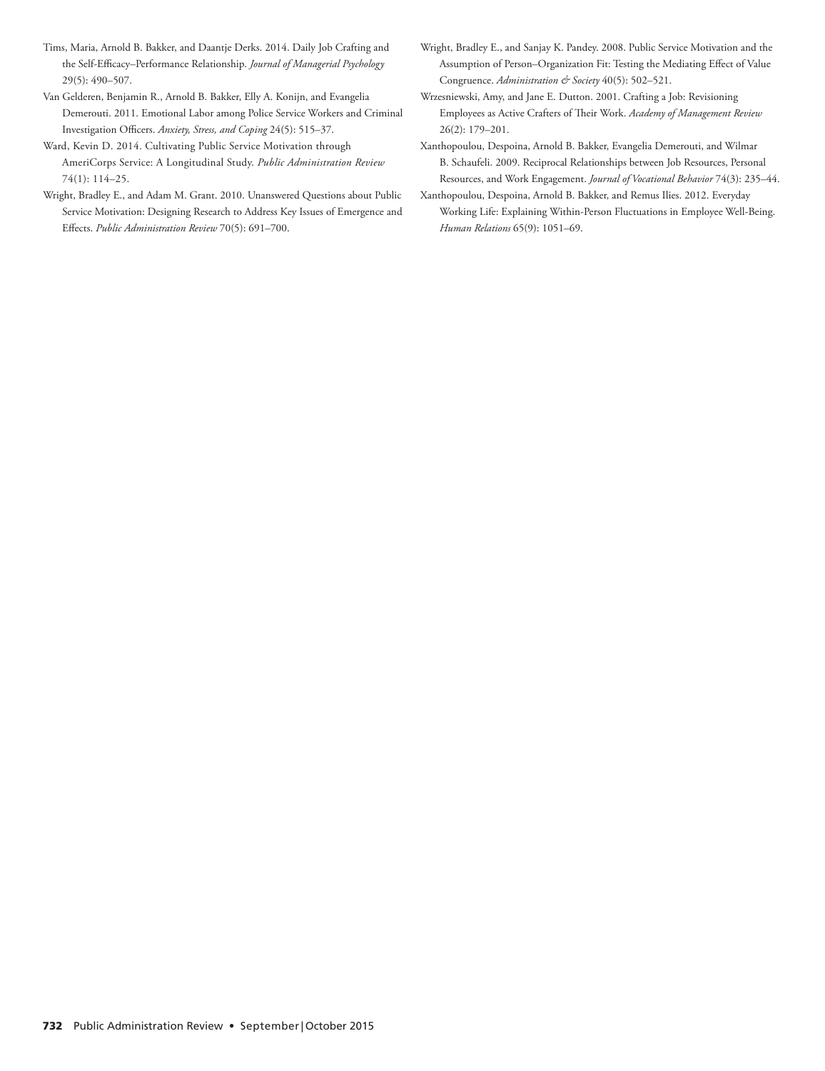Tims, Maria, Arnold B. Bakker, and Daantje Derks. 2014. Daily Job Crafting and the Self-Efficacy–Performance Relationship. *Journal of Managerial Psychology* 29(5): 490–507.

Van Gelderen, Benjamin R., Arnold B. Bakker, Elly A. Konijn, and Evangelia Demerouti. 2011. Emotional Labor among Police Service Workers and Criminal Investigation Officers. *Anxiety, Stress, and Coping* 24(5): 515–37.

Ward, Kevin D. 2014. Cultivating Public Service Motivation through AmeriCorps Service: A Longitudinal Study. *Public Administration Review* 74(1): 114–25.

Wright, Bradley E., and Adam M. Grant. 2010. Unanswered Questions about Public Service Motivation: Designing Research to Address Key Issues of Emergence and Effects. *Public Administration Review* 70(5): 691–700.

Wright, Bradley E., and Sanjay K. Pandey. 2008. Public Service Motivation and the Assumption of Person–Organization Fit: Testing the Mediating Effect of Value Congruence. *Administration & Society* 40(5): 502–521.

Wrzesniewski, Amy, and Jane E. Dutton. 2001. Crafting a Job: Revisioning Employees as Active Crafters of Their Work. *Academy of Management Review* 26(2): 179–201.

Xanthopoulou, Despoina, Arnold B. Bakker, Evangelia Demerouti, and Wilmar B. Schaufeli. 2009. Reciprocal Relationships between Job Resources, Personal Resources, and Work Engagement. *Journal of Vocational Behavior* 74(3): 235–44.

Xanthopoulou, Despoina, Arnold B. Bakker, and Remus Ilies. 2012. Everyday Working Life: Explaining Within-Person Fluctuations in Employee Well-Being. *Human Relations* 65(9): 1051–69.